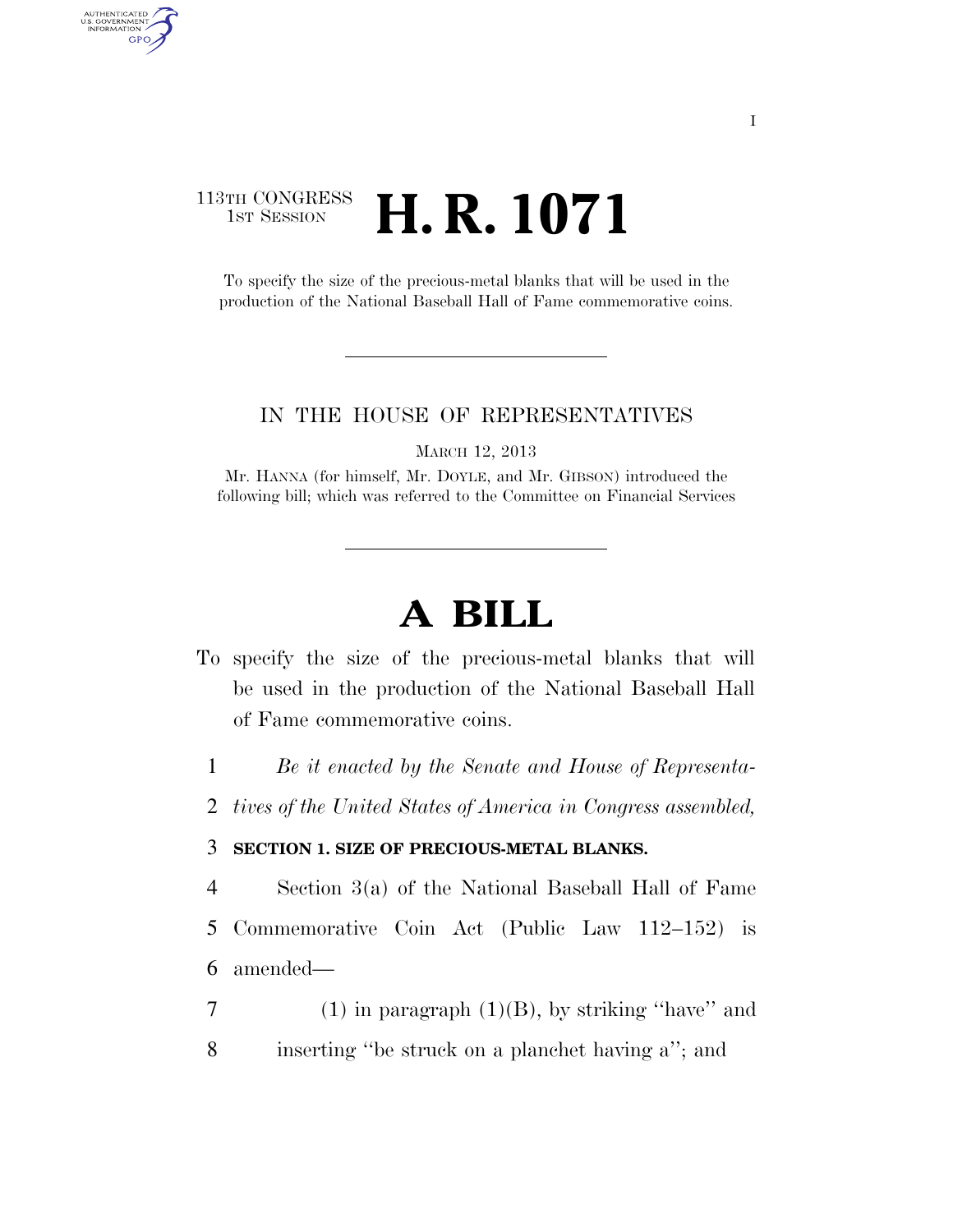113TH CONGRESS
1ST SESSION

# H. R. 1071

To specify the size of the precious-metal blanks that will be used in the production of the National Baseball Hall of Fame commemorative coins.

IN THE HOUSE OF REPRESENTATIVES

MARCH 12, 2013

Mr. HANNA (for himself, Mr. DOYLE, and Mr. GIBSON) introduced the following bill; which was referred to the Committee on Financial Services

# A BILL

To specify the size of the precious-metal blanks that will be used in the production of the National Baseball Hall of Fame commemorative coins.

1 *Be it enacted by the Senate and House of Representa-*
2 *tives of the United States of America in Congress assembled,*

3 **SECTION 1. SIZE OF PRECIOUS-METAL BLANKS.**

4 Section 3(a) of the National Baseball Hall of Fame
5 Commemorative Coin Act (Public Law 112–152) is
6 amended—

7 (1) in paragraph (1)(B), by striking ''have'' and
8 inserting ''be struck on a planchet having a''; and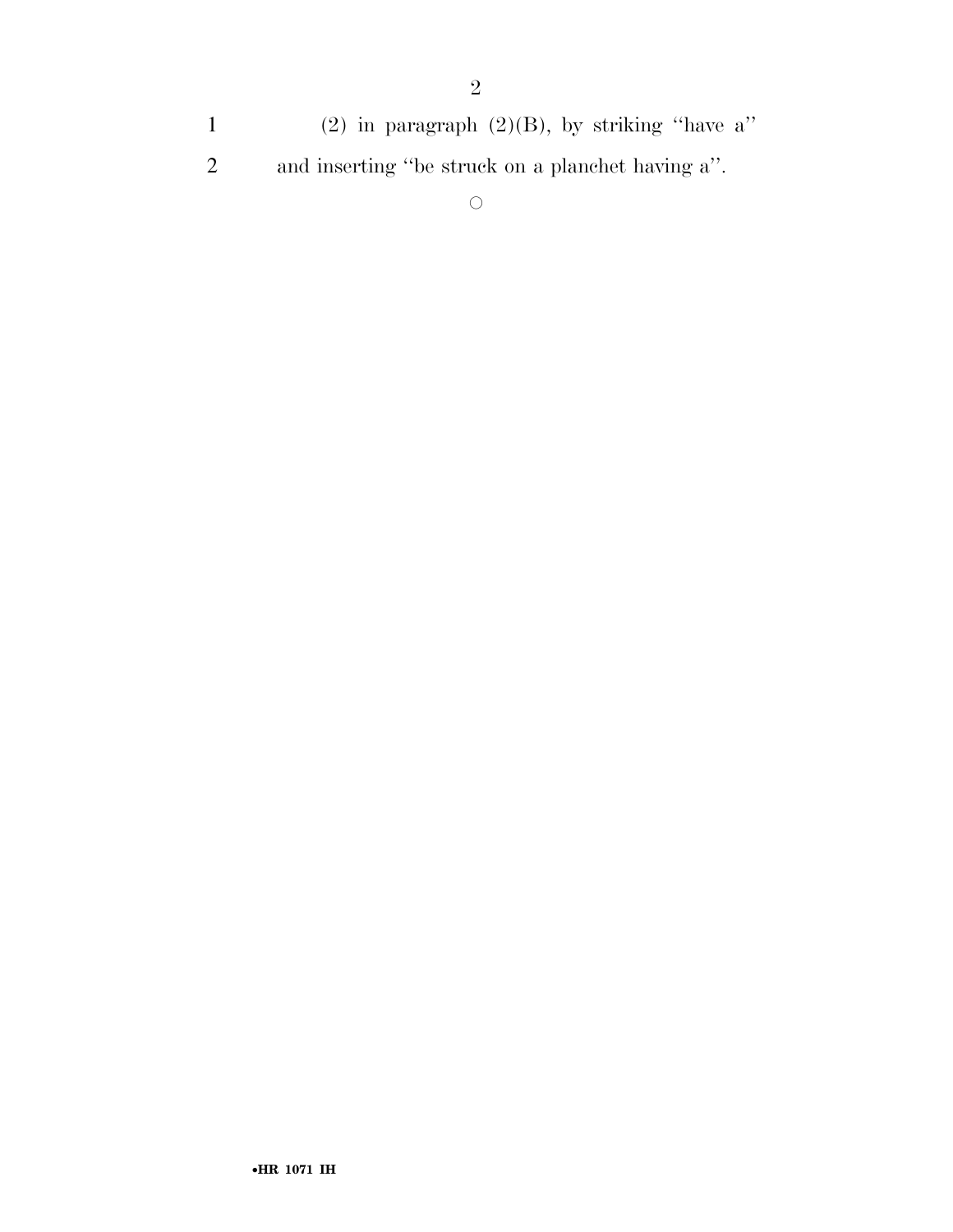(2) in paragraph (2)(B), by striking ''have a'' and inserting ''be struck on a planchet having a''.